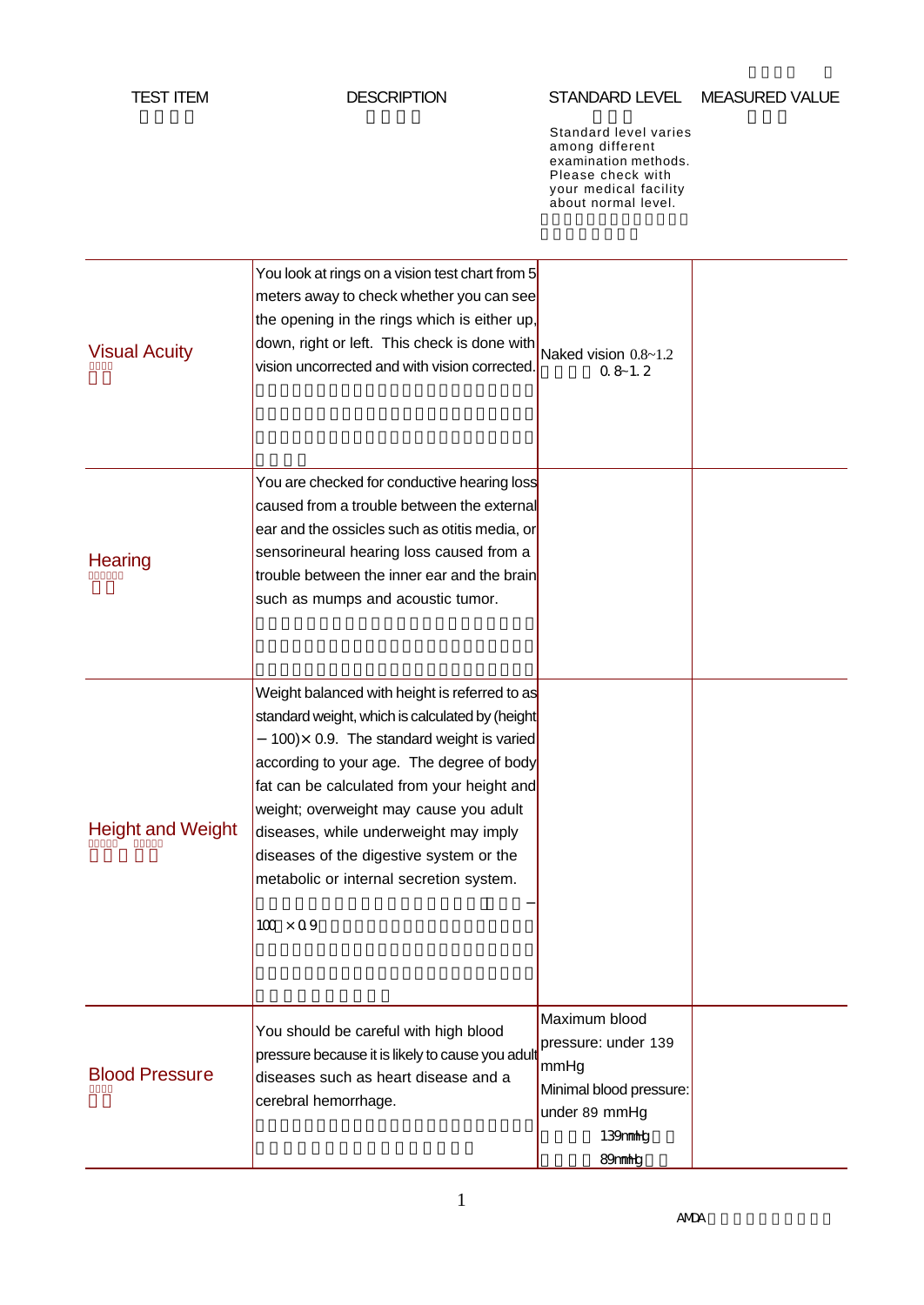| TEST ITEM | DESCRIPTION | STANDARD LEVEL<br>Standard level varies among different examination methods. Please check with your medical facility about normal level. | MEASURED VALUE |
|---|---|---|---|
| Visual Acuity | You look at rings on a vision test chart from 5 meters away to check whether you can see the opening in the rings which is either up, down, right or left. This check is done with vision uncorrected and with vision corrected. | Naked vision 0.8~1.2<br>0.8~1.2 | |
| Hearing | You are checked for conductive hearing loss caused from a trouble between the external ear and the ossicles such as otitis media, or sensorineural hearing loss caused from a trouble between the inner ear and the brain such as mumps and acoustic tumor. | | |
| Height and Weight | Weight balanced with height is referred to as standard weight, which is calculated by (height − 100)× 0.9. The standard weight is varied according to your age. The degree of body fat can be calculated from your height and weight; overweight may cause you adult diseases, while underweight may imply diseases of the digestive system or the metabolic or internal secretion system.<br>−100）×0.9 | | |
| Blood Pressure | You should be careful with high blood pressure because it is likely to cause you adult diseases such as heart disease and a cerebral hemorrhage. | Maximum blood pressure: under 139 mmHg<br>Minimal blood pressure: under 89 mmHg<br>139mmHg<br>89mmHg | |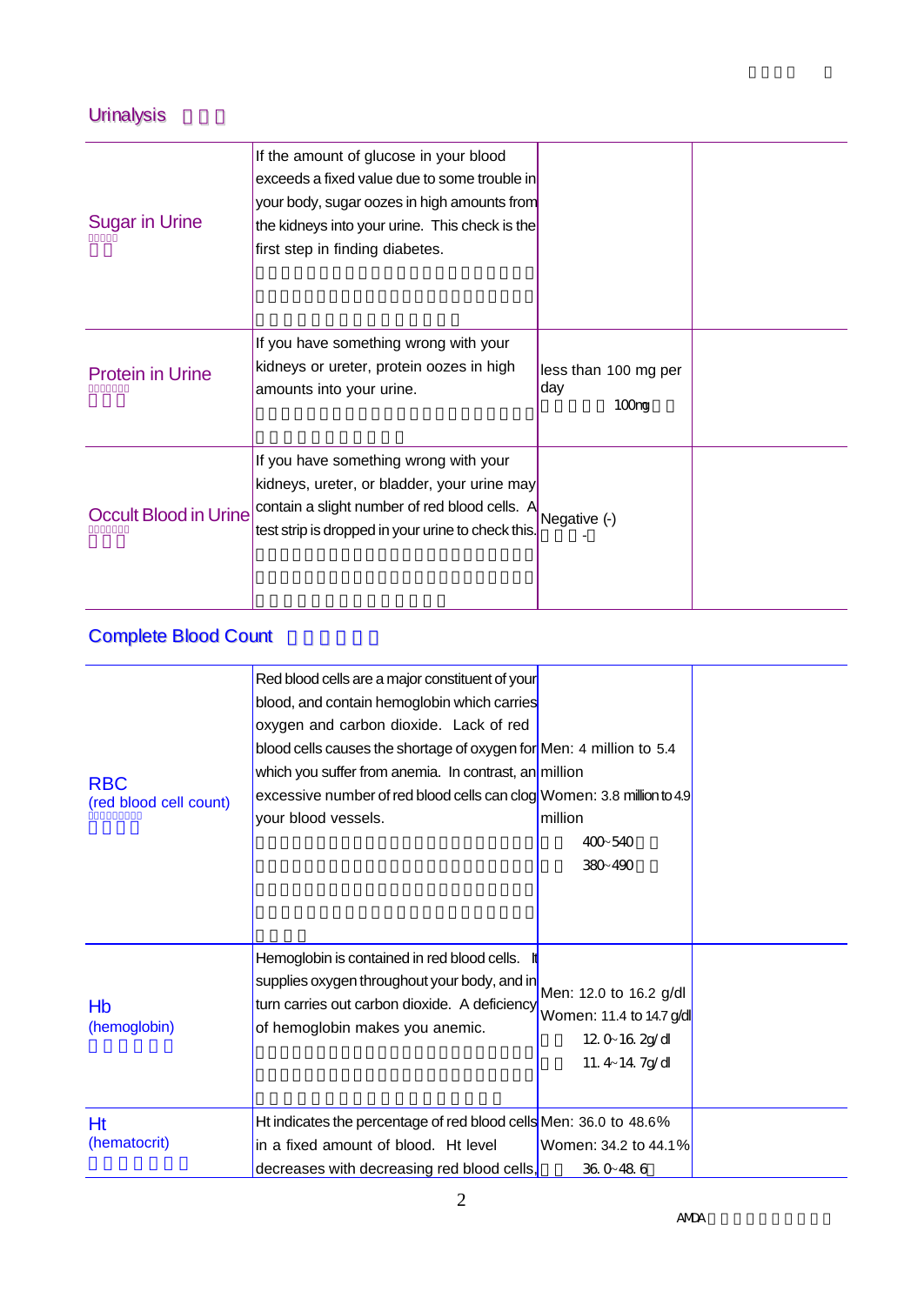## Urinalysis

| | | | |
|---|---|---|---|
| Sugar in Urine | If the amount of glucose in your blood exceeds a fixed value due to some trouble in your body, sugar oozes in high amounts from the kidneys into your urine. This check is the first step in finding diabetes. | | |
| Protein in Urine | If you have something wrong with your kidneys or ureter, protein oozes in high amounts into your urine. | less than 100 mg per day<br>100㎎ | |
| Occult Blood in Urine | If you have something wrong with your kidneys, ureter, or bladder, your urine may contain a slight number of red blood cells. A test strip is dropped in your urine to check this. | Negative (-)<br>- | |

## Complete Blood Count

| | | | |
|---|---|---|---|
| RBC<br>(red blood cell count) | Red blood cells are a major constituent of your blood, and contain hemoglobin which carries oxygen and carbon dioxide. Lack of red blood cells causes the shortage of oxygen for which you suffer from anemia. In contrast, an excessive number of red blood cells can clog your blood vessels. | Men: 4 million to 5.4 million<br>Women: 3.8 million to 4.9 million<br>400~540<br>380~490 | |
| Hb<br>(hemoglobin) | Hemoglobin is contained in red blood cells. It supplies oxygen throughout your body, and in turn carries out carbon dioxide. A deficiency of hemoglobin makes you anemic. | Men: 12.0 to 16.2 g/dl<br>Women: 11.4 to 14.7 g/dl<br>12.0~16.2g/dl<br>11.4~14.7g/dl | |
| Ht<br>(hematocrit) | Ht indicates the percentage of red blood cells in a fixed amount of blood. Ht level decreases with decreasing red blood cells, | Men: 36.0 to 48.6%<br>Women: 34.2 to 44.1%<br>36.0~48.6 | |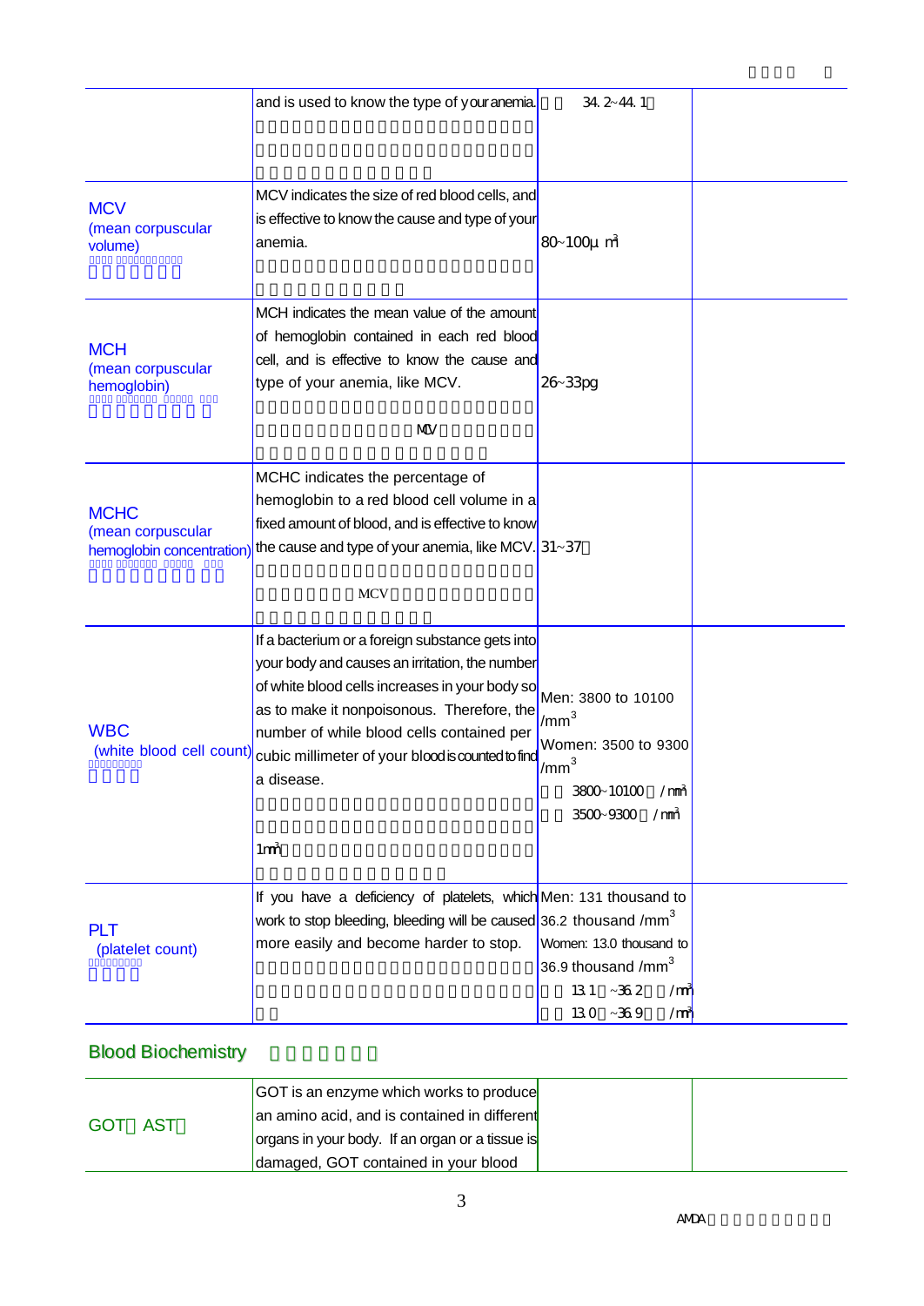| | | | |
|---|---|---|---|
| | and is used to know the type of your anemia. | 34.2~44.1 | |
| MCV (mean corpuscular volume) | MCV indicates the size of red blood cells, and is effective to know the cause and type of your anemia. | 80~100μm³ | |
| MCH (mean corpuscular hemoglobin) | MCH indicates the mean value of the amount of hemoglobin contained in each red blood cell, and is effective to know the cause and type of your anemia, like MCV. MCV | 26~33pg | |
| MCHC (mean corpuscular hemoglobin concentration) | MCHC indicates the percentage of hemoglobin to a red blood cell volume in a fixed amount of blood, and is effective to know the cause and type of your anemia, like MCV. MCV | 31~37 | |
| WBC (white blood cell count) | If a bacterium or a foreign substance gets into your body and causes an irritation, the number of white blood cells increases in your body so as to make it nonpoisonous. Therefore, the number of while blood cells contained per cubic millimeter of your blood is counted to find a disease. 1mm³ | Men: 3800 to 10100 /mm³<br>Women: 3500 to 9300 /mm³<br>3800~10100 /mm³<br>3500~9300 /mm³ | |
| PLT (platelet count) | If you have a deficiency of platelets, which work to stop bleeding, bleeding will be caused more easily and become harder to stop. | Men: 131 thousand to 36.2 thousand /mm³<br>Women: 13.0 thousand to 36.9 thousand /mm³<br>13.1 ~36.2 /mm³<br>13.0 ~36.9 /mm³ | |

## Blood Biochemistry

| | | | |
|---|---|---|---|
| GOT AST | GOT is an enzyme which works to produce an amino acid, and is contained in different organs in your body. If an organ or a tissue is damaged, GOT contained in your blood | | |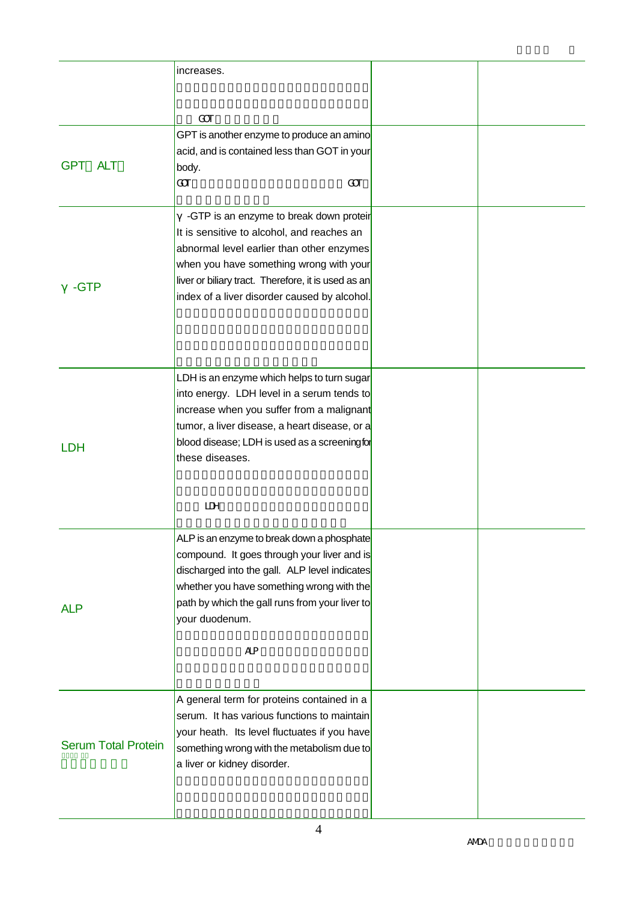| | | | |
|---|---|---|---|
| | increases. GOT | | |
| GPT ALT | GPT is another enzyme to produce an amino acid, and is contained less than GOT in your body. GOT GOT | | |
| γ -GTP | γ -GTP is an enzyme to break down protein. It is sensitive to alcohol, and reaches an abnormal level earlier than other enzymes when you have something wrong with your liver or biliary tract. Therefore, it is used as an index of a liver disorder caused by alcohol. | | |
| LDH | LDH is an enzyme which helps to turn sugar into energy. LDH level in a serum tends to increase when you suffer from a malignant tumor, a liver disease, a heart disease, or a blood disease; LDH is used as a screening for these diseases. LDH | | |
| ALP | ALP is an enzyme to break down a phosphate compound. It goes through your liver and is discharged into the gall. ALP level indicates whether you have something wrong with the path by which the gall runs from your liver to your duodenum. ALP | | |
| Serum Total Protein | A general term for proteins contained in a serum. It has various functions to maintain your heath. Its level fluctuates if you have something wrong with the metabolism due to a liver or kidney disorder. | | |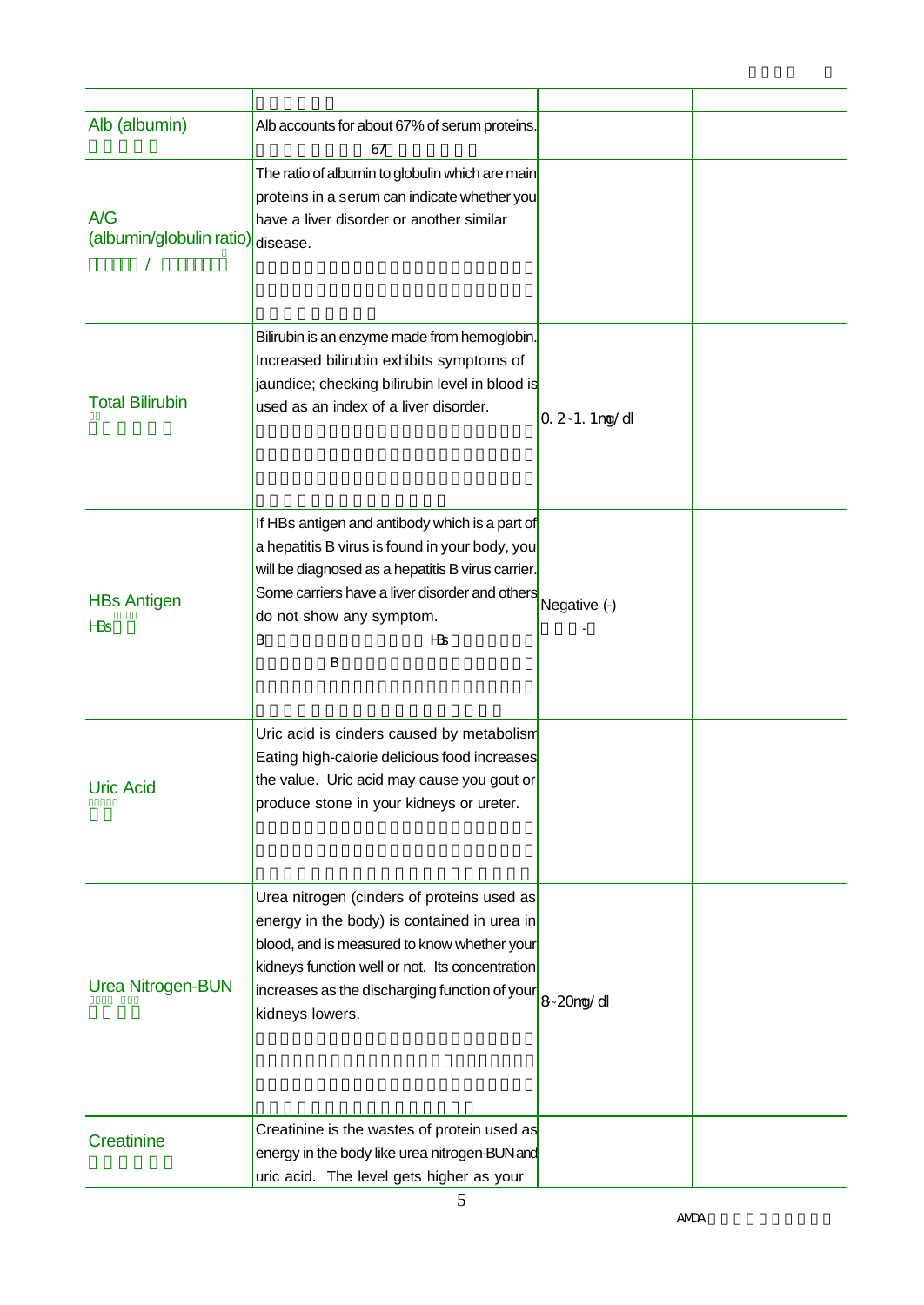| | | | |
|---|---|---|---|
| | | | |
| Alb (albumin) | Alb accounts for about 67% of serum proteins. 67 | | |
| A/G (albumin/globulin ratio) / | The ratio of albumin to globulin which are main proteins in a serum can indicate whether you have a liver disorder or another similar disease. | | |
| Total Bilirubin | Bilirubin is an enzyme made from hemoglobin. Increased bilirubin exhibits symptoms of jaundice; checking bilirubin level in blood is used as an index of a liver disorder. | 0. 2~1. 1mg/ dl | |
| HBs Antigen HBs | If HBs antigen and antibody which is a part of a hepatitis B virus is found in your body, you will be diagnosed as a hepatitis B virus carrier. Some carriers have a liver disorder and others do not show any symptom. B HBs B | Negative (-) - | |
| Uric Acid | Uric acid is cinders caused by metabolism Eating high-calorie delicious food increases the value. Uric acid may cause you gout or produce stone in your kidneys or ureter. | | |
| Urea Nitrogen-BUN | Urea nitrogen (cinders of proteins used as energy in the body) is contained in urea in blood, and is measured to know whether your kidneys function well or not. Its concentration increases as the discharging function of your kidneys lowers. | 8~20mg/ dl | |
| Creatinine | Creatinine is the wastes of protein used as energy in the body like urea nitrogen-BUN and uric acid. The level gets higher as your | | |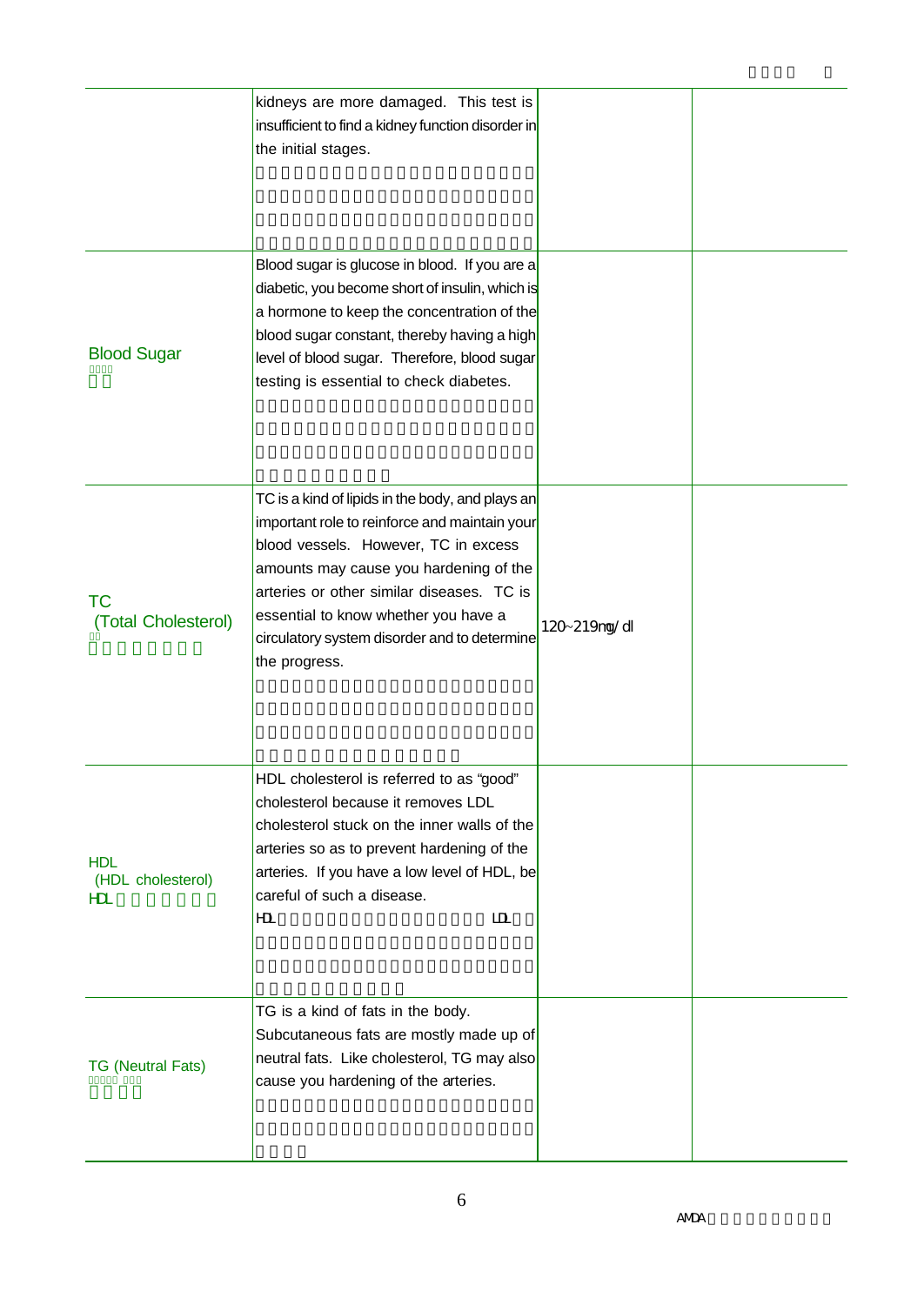| | | | |
|---|---|---|---|
| | kidneys are more damaged. This test is insufficient to find a kidney function disorder in the initial stages. | | |
| Blood Sugar | Blood sugar is glucose in blood. If you are a diabetic, you become short of insulin, which is a hormone to keep the concentration of the blood sugar constant, thereby having a high level of blood sugar. Therefore, blood sugar testing is essential to check diabetes. | | |
| TC (Total Cholesterol) | TC is a kind of lipids in the body, and plays an important role to reinforce and maintain your blood vessels. However, TC in excess amounts may cause you hardening of the arteries or other similar diseases. TC is essential to know whether you have a circulatory system disorder and to determine the progress. | 120~219mg/dl | |
| HDL (HDL cholesterol) HDL | HDL cholesterol is referred to as "good" cholesterol because it removes LDL cholesterol stuck on the inner walls of the arteries so as to prevent hardening of the arteries. If you have a low level of HDL, be careful of such a disease. HDL LDL | | |
| TG (Neutral Fats) | TG is a kind of fats in the body. Subcutaneous fats are mostly made up of neutral fats. Like cholesterol, TG may also cause you hardening of the arteries. | | |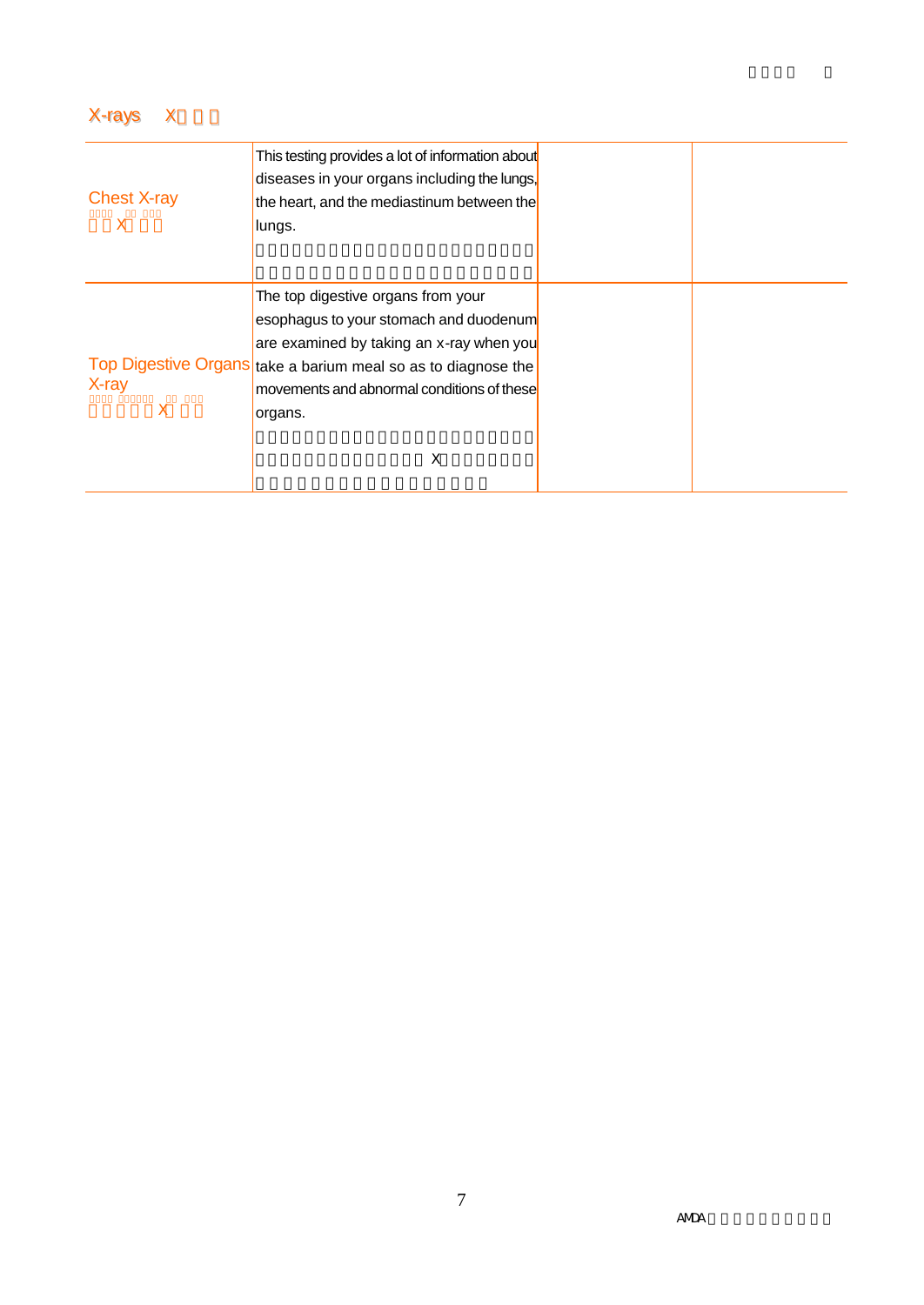## X-rays X線検査

| | | | |
|---|---|---|---|
| Chest X-ray<br>胸部X線検査 | This testing provides a lot of information about diseases in your organs including the lungs, the heart, and the mediastinum between the lungs. | | |
| Top Digestive Organs X-ray<br>上部消化管X線検査 | The top digestive organs from your esophagus to your stomach and duodenum are examined by taking an x-ray when you take a barium meal so as to diagnose the movements and abnormal conditions of these organs. | | |